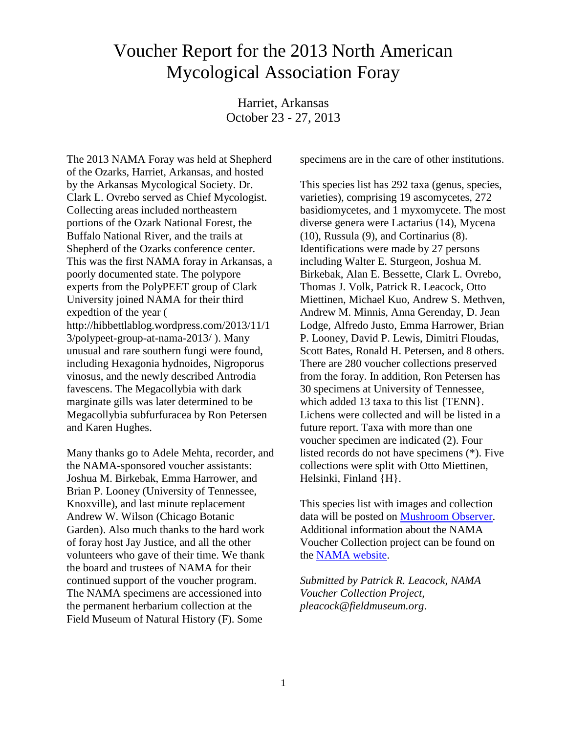# Voucher Report for the 2013 North American Mycological Association Foray

Harriet, Arkansas
October 23 - 27, 2013

The 2013 NAMA Foray was held at Shepherd of the Ozarks, Harriet, Arkansas, and hosted by the Arkansas Mycological Society. Dr. Clark L. Ovrebo served as Chief Mycologist. Collecting areas included northeastern portions of the Ozark National Forest, the Buffalo National River, and the trails at Shepherd of the Ozarks conference center. This was the first NAMA foray in Arkansas, a poorly documented state. The polypore experts from the PolyPEET group of Clark University joined NAMA for their third expedtion of the year ( http://hibbettlablog.wordpress.com/2013/11/13/polypeet-group-at-nama-2013/ ). Many unusual and rare southern fungi were found, including Hexagonia hydnoides, Nigroporus vinosus, and the newly described Antrodia favescens. The Megacollybia with dark marginate gills was later determined to be Megacollybia subfurfuracea by Ron Petersen and Karen Hughes.

Many thanks go to Adele Mehta, recorder, and the NAMA-sponsored voucher assistants: Joshua M. Birkebak, Emma Harrower, and Brian P. Looney (University of Tennessee, Knoxville), and last minute replacement Andrew W. Wilson (Chicago Botanic Garden). Also much thanks to the hard work of foray host Jay Justice, and all the other volunteers who gave of their time. We thank the board and trustees of NAMA for their continued support of the voucher program. The NAMA specimens are accessioned into the permanent herbarium collection at the Field Museum of Natural History (F). Some specimens are in the care of other institutions.

This species list has 292 taxa (genus, species, varieties), comprising 19 ascomycetes, 272 basidiomycetes, and 1 myxomycete. The most diverse genera were Lactarius (14), Mycena (10), Russula (9), and Cortinarius (8). Identifications were made by 27 persons including Walter E. Sturgeon, Joshua M. Birkebak, Alan E. Bessette, Clark L. Ovrebo, Thomas J. Volk, Patrick R. Leacock, Otto Miettinen, Michael Kuo, Andrew S. Methven, Andrew M. Minnis, Anna Gerenday, D. Jean Lodge, Alfredo Justo, Emma Harrower, Brian P. Looney, David P. Lewis, Dimitri Floudas, Scott Bates, Ronald H. Petersen, and 8 others. There are 280 voucher collections preserved from the foray. In addition, Ron Petersen has 30 specimens at University of Tennessee, which added 13 taxa to this list {TENN}. Lichens were collected and will be listed in a future report. Taxa with more than one voucher specimen are indicated (2). Four listed records do not have specimens (*). Five collections were split with Otto Miettinen, Helsinki, Finland {H}.

This species list with images and collection data will be posted on Mushroom Observer. Additional information about the NAMA Voucher Collection project can be found on the NAMA website.

*Submitted by Patrick R. Leacock, NAMA Voucher Collection Project, pleacock@fieldmuseum.org.*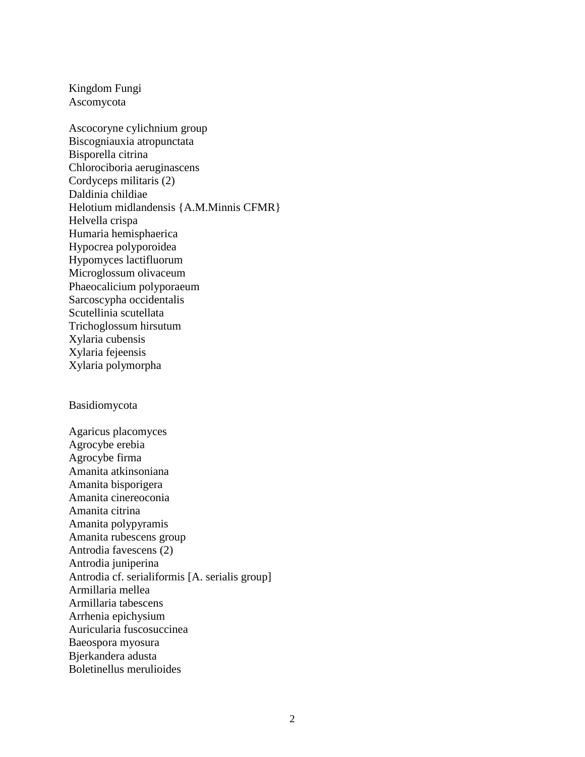Kingdom Fungi
Ascomycota

Ascocoryne cylichnium group
Biscogniauxia atropunctata
Bisporella citrina
Chlorociboria aeruginascens
Cordyceps militaris (2)
Daldinia childiae
Helotium midlandensis {A.M.Minnis CFMR}
Helvella crispa
Humaria hemisphaerica
Hypocrea polyporoidea
Hypomyces lactifluorum
Microglossum olivaceum
Phaeocalicium polyporaeum
Sarcoscypha occidentalis
Scutellinia scutellata
Trichoglossum hirsutum
Xylaria cubensis
Xylaria fejeensis
Xylaria polymorpha

Basidiomycota

Agaricus placomyces
Agrocybe erebia
Agrocybe firma
Amanita atkinsoniana
Amanita bisporigera
Amanita cinereoconia
Amanita citrina
Amanita polypyramis
Amanita rubescens group
Antrodia favescens (2)
Antrodia juniperina
Antrodia cf. serialiformis [A. serialis group]
Armillaria mellea
Armillaria tabescens
Arrhenia epichysium
Auricularia fuscosuccinea
Baeospora myosura
Bjerkandera adusta
Boletinellus merulioides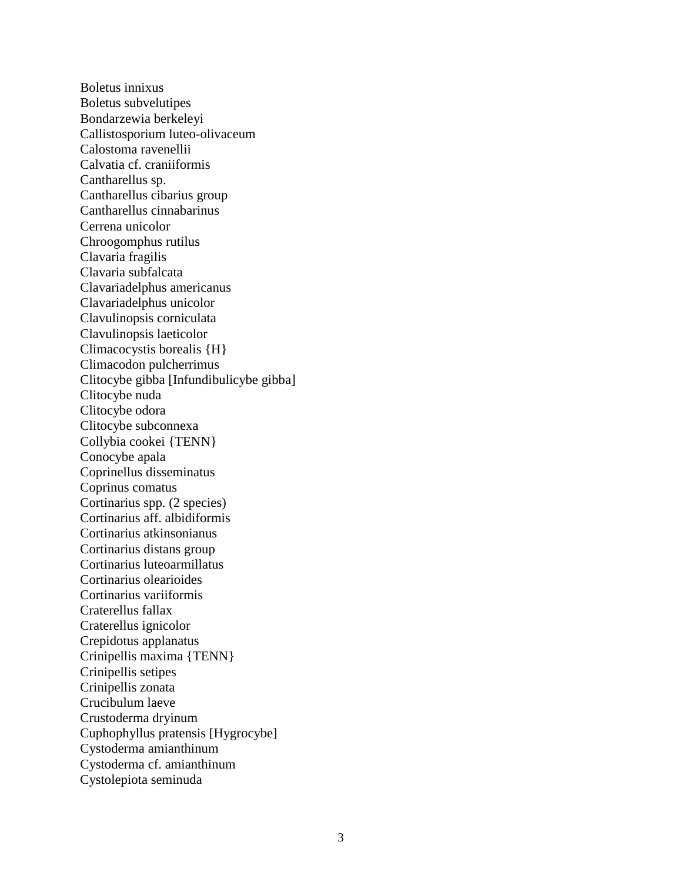Boletus innixus
Boletus subvelutipes
Bondarzewia berkeleyi
Callistosporium luteo-olivaceum
Calostoma ravenellii
Calvatia cf. craniiformis
Cantharellus sp.
Cantharellus cibarius group
Cantharellus cinnabarinus
Cerrena unicolor
Chroogomphus rutilus
Clavaria fragilis
Clavaria subfalcata
Clavariadelphus americanus
Clavariadelphus unicolor
Clavulinopsis corniculata
Clavulinopsis laeticolor
Climacocystis borealis {H}
Climacodon pulcherrimus
Clitocybe gibba [Infundibulicybe gibba]
Clitocybe nuda
Clitocybe odora
Clitocybe subconnexa
Collybia cookei {TENN}
Conocybe apala
Coprinellus disseminatus
Coprinus comatus
Cortinarius spp. (2 species)
Cortinarius aff. albidiformis
Cortinarius atkinsonianus
Cortinarius distans group
Cortinarius luteoarmillatus
Cortinarius olearioides
Cortinarius variiformis
Craterellus fallax
Craterellus ignicolor
Crepidotus applanatus
Crinipellis maxima {TENN}
Crinipellis setipes
Crinipellis zonata
Crucibulum laeve
Crustoderma dryinum
Cuphophyllus pratensis [Hygrocybe]
Cystoderma amianthinum
Cystoderma cf. amianthinum
Cystolepiota seminuda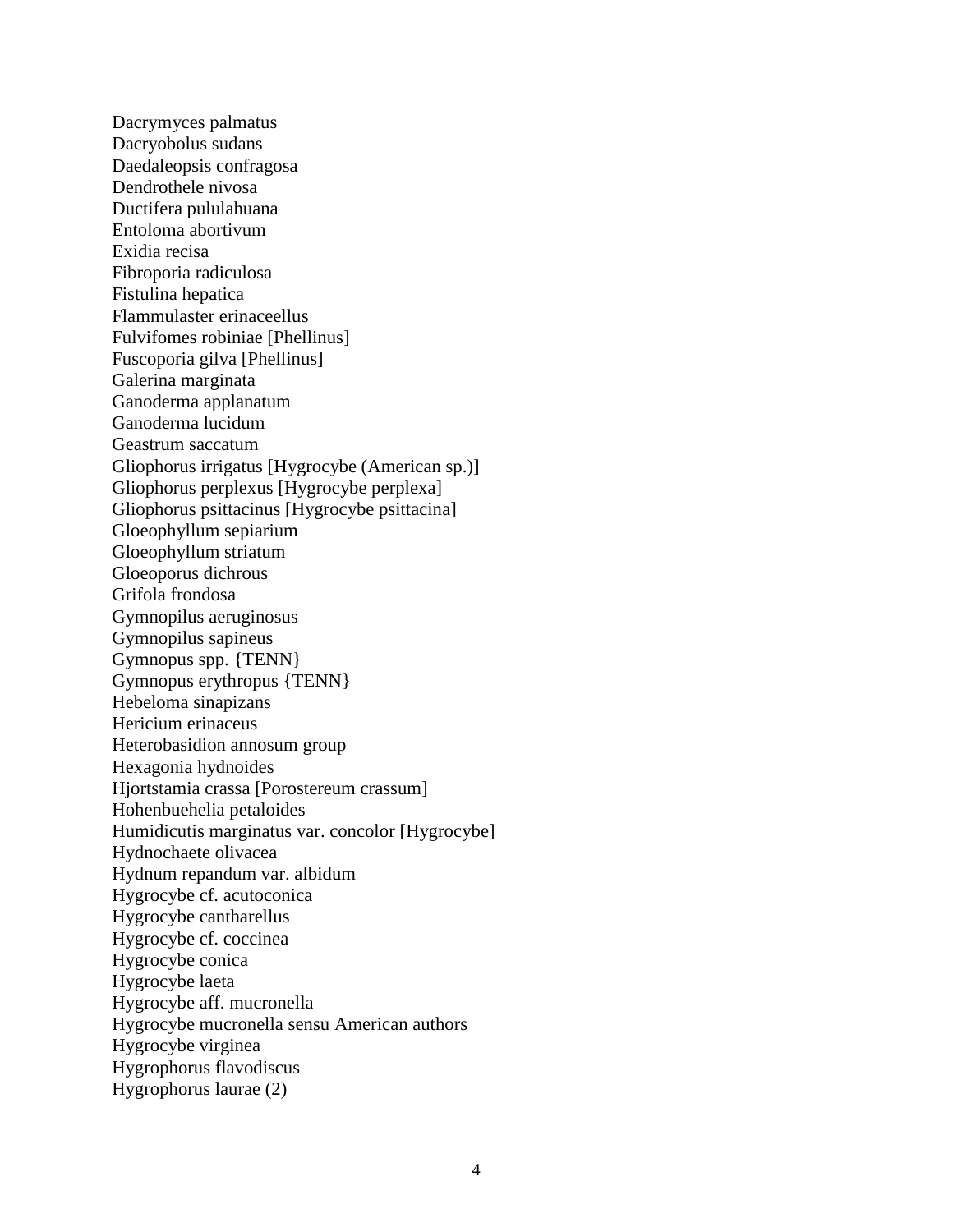Dacrymyces palmatus
Dacryobolus sudans
Daedaleopsis confragosa
Dendrothele nivosa
Ductifera pululahuana
Entoloma abortivum
Exidia recisa
Fibroporia radiculosa
Fistulina hepatica
Flammulaster erinaceellus
Fulvifomes robiniae [Phellinus]
Fuscoporia gilva [Phellinus]
Galerina marginata
Ganoderma applanatum
Ganoderma lucidum
Geastrum saccatum
Gliophorus irrigatus [Hygrocybe (American sp.)]
Gliophorus perplexus [Hygrocybe perplexa]
Gliophorus psittacinus [Hygrocybe psittacina]
Gloeophyllum sepiarium
Gloeophyllum striatum
Gloeoporus dichrous
Grifola frondosa
Gymnopilus aeruginosus
Gymnopilus sapineus
Gymnopus spp. {TENN}
Gymnopus erythropus {TENN}
Hebeloma sinapizans
Hericium erinaceus
Heterobasidion annosum group
Hexagonia hydnoides
Hjortstamia crassa [Porostereum crassum]
Hohenbuehelia petaloides
Humidicutis marginatus var. concolor [Hygrocybe]
Hydnochaete olivacea
Hydnum repandum var. albidum
Hygrocybe cf. acutoconica
Hygrocybe cantharellus
Hygrocybe cf. coccinea
Hygrocybe conica
Hygrocybe laeta
Hygrocybe aff. mucronella
Hygrocybe mucronella sensu American authors
Hygrocybe virginea
Hygrophorus flavodiscus
Hygrophorus laurae (2)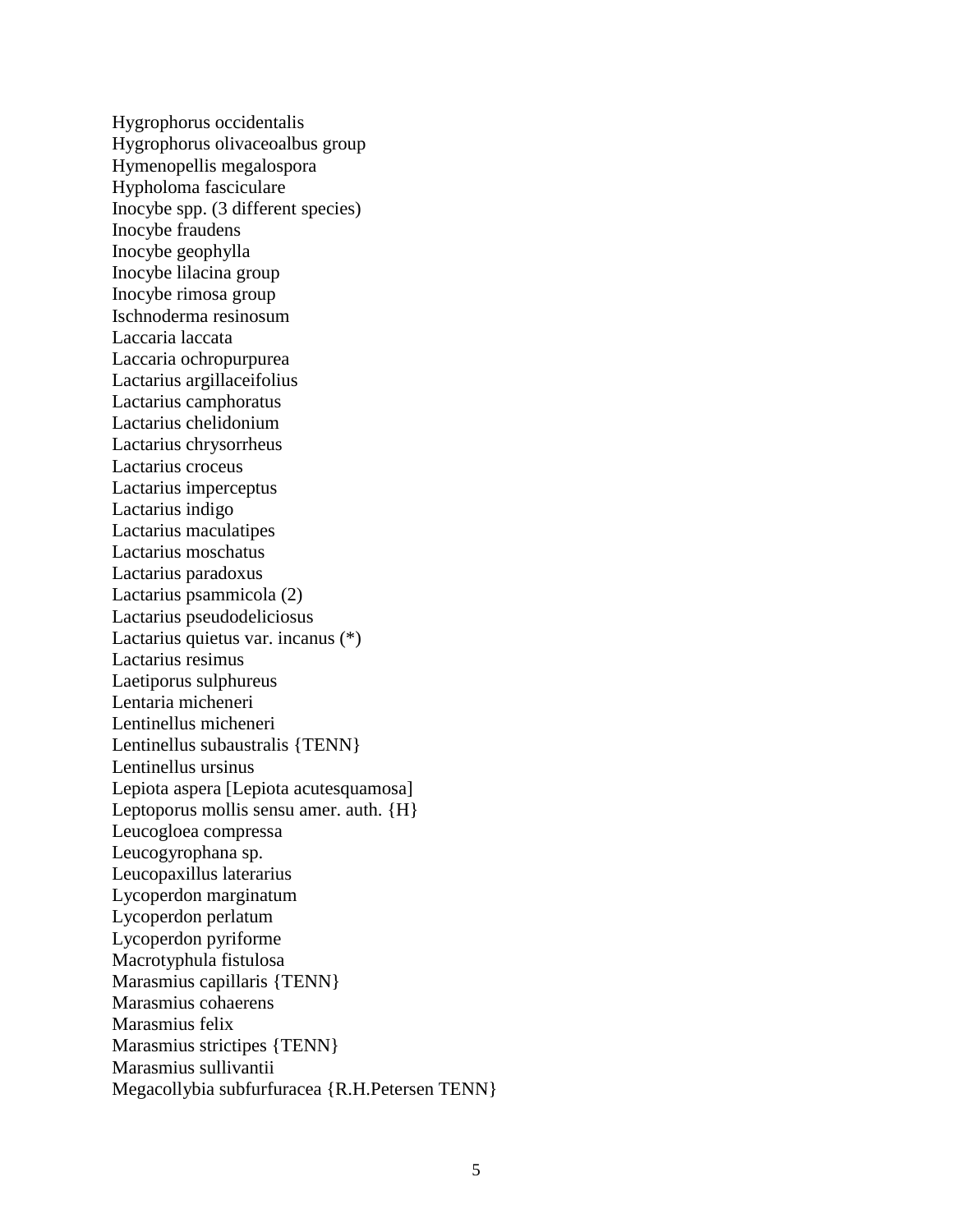Hygrophorus occidentalis
Hygrophorus olivaceoalbus group
Hymenopellis megalospora
Hypholoma fasciculare
Inocybe spp. (3 different species)
Inocybe fraudens
Inocybe geophylla
Inocybe lilacina group
Inocybe rimosa group
Ischnoderma resinosum
Laccaria laccata
Laccaria ochropurpurea
Lactarius argillaceifolius
Lactarius camphoratus
Lactarius chelidonium
Lactarius chrysorrheus
Lactarius croceus
Lactarius imperceptus
Lactarius indigo
Lactarius maculatipes
Lactarius moschatus
Lactarius paradoxus
Lactarius psammicola (2)
Lactarius pseudodeliciosus
Lactarius quietus var. incanus (*)
Lactarius resimus
Laetiporus sulphureus
Lentaria micheneri
Lentinellus micheneri
Lentinellus subaustralis {TENN}
Lentinellus ursinus
Lepiota aspera [Lepiota acutesquamosa]
Leptoporus mollis sensu amer. auth. {H}
Leucogloea compressa
Leucogyrophana sp.
Leucopaxillus laterarius
Lycoperdon marginatum
Lycoperdon perlatum
Lycoperdon pyriforme
Macrotyphula fistulosa
Marasmius capillaris {TENN}
Marasmius cohaerens
Marasmius felix
Marasmius strictipes {TENN}
Marasmius sullivantii
Megacollybia subfurfuracea {R.H.Petersen TENN}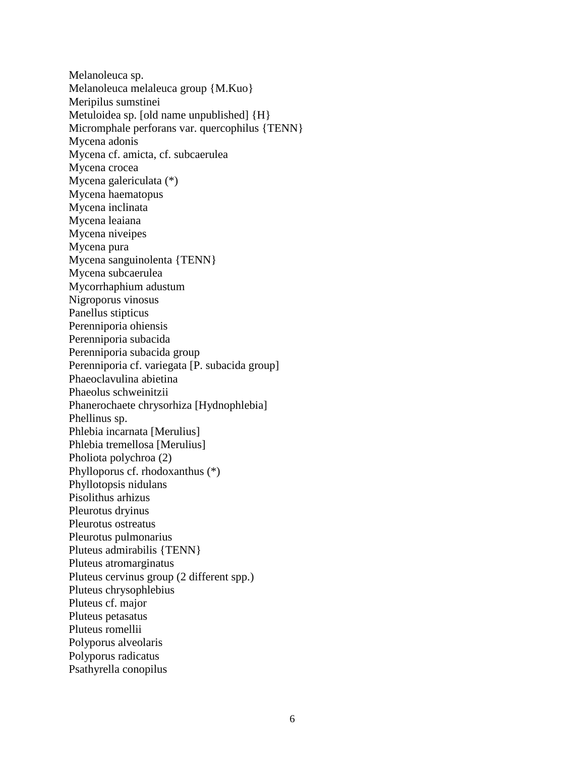Melanoleuca sp.
Melanoleuca melaleuca group {M.Kuo}
Meripilus sumstinei
Metuloidea sp. [old name unpublished] {H}
Micromphale perforans var. quercophilus {TENN}
Mycena adonis
Mycena cf. amicta, cf. subcaerulea
Mycena crocea
Mycena galericulata (*)
Mycena haematopus
Mycena inclinata
Mycena leaiana
Mycena niveipes
Mycena pura
Mycena sanguinolenta {TENN}
Mycena subcaerulea
Mycorrhaphium adustum
Nigroporus vinosus
Panellus stipticus
Perenniporia ohiensis
Perenniporia subacida
Perenniporia subacida group
Perenniporia cf. variegata [P. subacida group]
Phaeoclavulina abietina
Phaeolus schweinitzii
Phanerochaete chrysorhiza [Hydnophlebia]
Phellinus sp.
Phlebia incarnata [Merulius]
Phlebia tremellosa [Merulius]
Pholiota polychroa (2)
Phylloporus cf. rhodoxanthus (*)
Phyllotopsis nidulans
Pisolithus arhizus
Pleurotus dryinus
Pleurotus ostreatus
Pleurotus pulmonarius
Pluteus admirabilis {TENN}
Pluteus atromarginatus
Pluteus cervinus group (2 different spp.)
Pluteus chrysophlebius
Pluteus cf. major
Pluteus petasatus
Pluteus romellii
Polyporus alveolaris
Polyporus radicatus
Psathyrella conopilus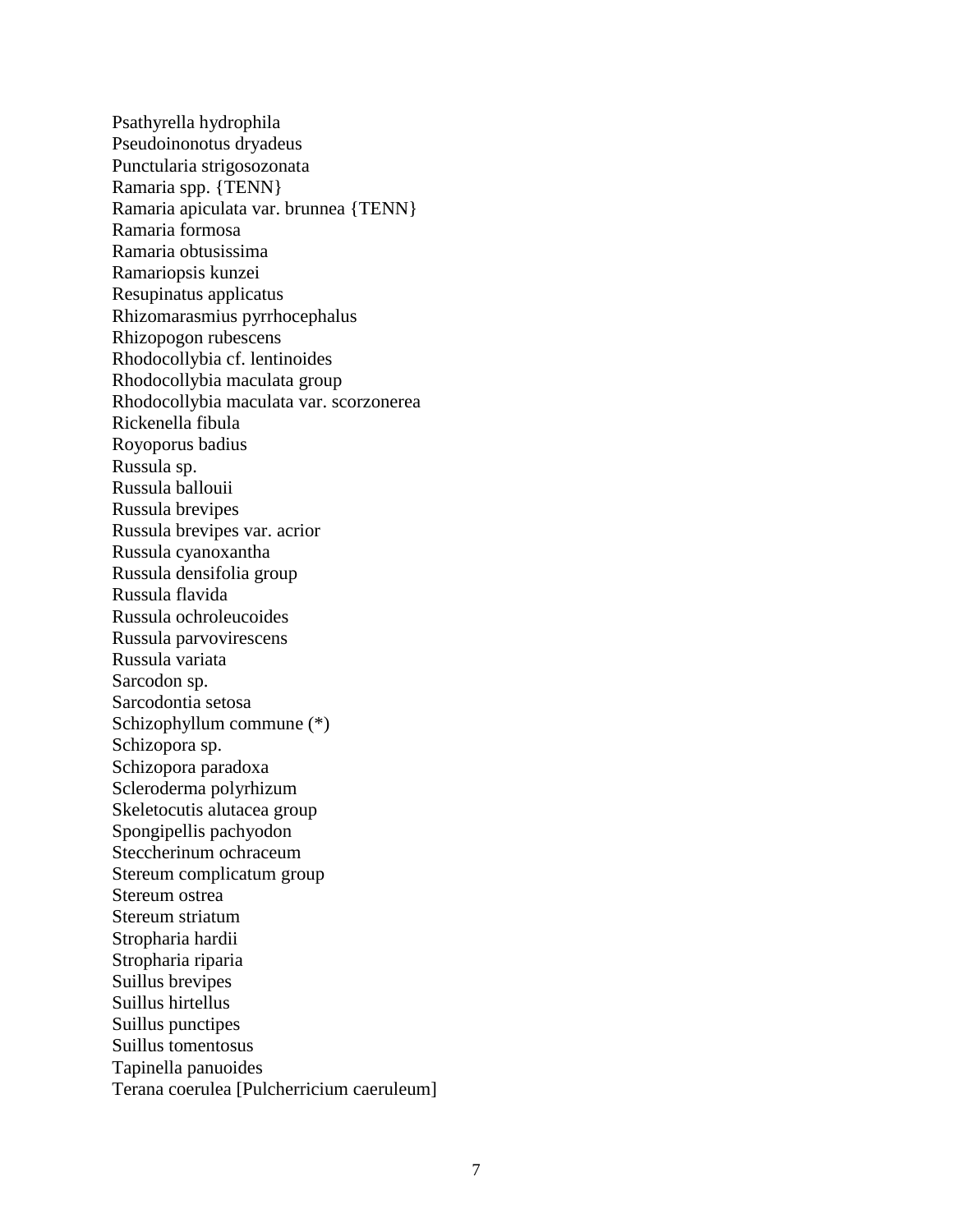Psathyrella hydrophila
Pseudoinonotus dryadeus
Punctularia strigosozonata
Ramaria spp. {TENN}
Ramaria apiculata var. brunnea {TENN}
Ramaria formosa
Ramaria obtusissima
Ramariopsis kunzei
Resupinatus applicatus
Rhizomarasmius pyrrhocephalus
Rhizopogon rubescens
Rhodocollybia cf. lentinoides
Rhodocollybia maculata group
Rhodocollybia maculata var. scorzonerea
Rickenella fibula
Royoporus badius
Russula sp.
Russula ballouii
Russula brevipes
Russula brevipes var. acrior
Russula cyanoxantha
Russula densifolia group
Russula flavida
Russula ochroleucoides
Russula parvovirescens
Russula variata
Sarcodon sp.
Sarcodontia setosa
Schizophyllum commune (*)
Schizopora sp.
Schizopora paradoxa
Scleroderma polyrhizum
Skeletocutis alutacea group
Spongipellis pachyodon
Steccherinum ochraceum
Stereum complicatum group
Stereum ostrea
Stereum striatum
Stropharia hardii
Stropharia riparia
Suillus brevipes
Suillus hirtellus
Suillus punctipes
Suillus tomentosus
Tapinella panuoides
Terana coerulea [Pulcherricium caeruleum]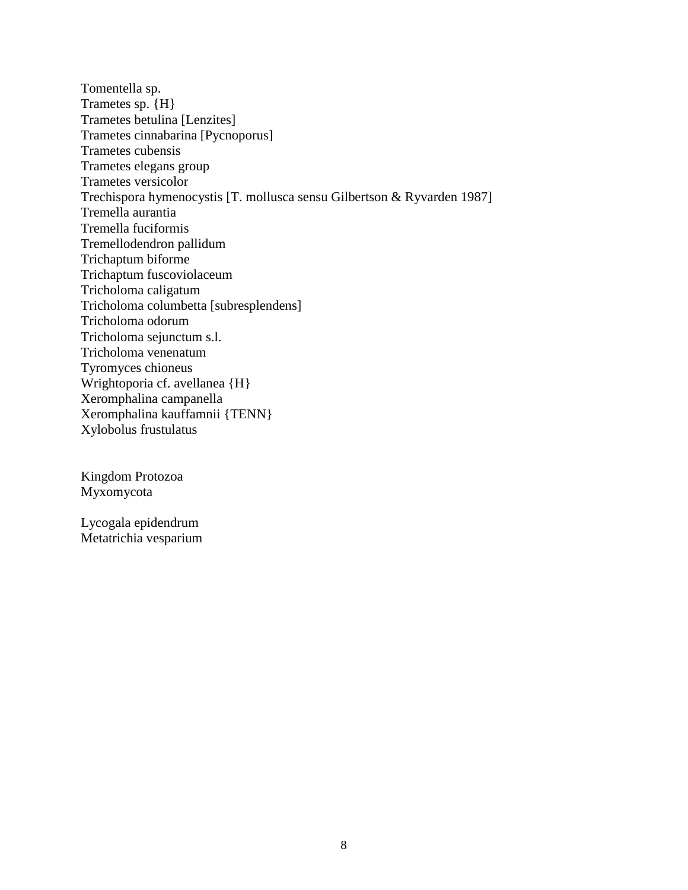Tomentella sp.
Trametes sp. {H}
Trametes betulina [Lenzites]
Trametes cinnabarina [Pycnoporus]
Trametes cubensis
Trametes elegans group
Trametes versicolor
Trechispora hymenocystis [T. mollusca sensu Gilbertson & Ryvarden 1987]
Tremella aurantia
Tremella fuciformis
Tremellodendron pallidum
Trichaptum biforme
Trichaptum fuscoviolaceum
Tricholoma caligatum
Tricholoma columbetta [subresplendens]
Tricholoma odorum
Tricholoma sejunctum s.l.
Tricholoma venenatum
Tyromyces chioneus
Wrightoporia cf. avellanea {H}
Xeromphalina campanella
Xeromphalina kauffamnii {TENN}
Xylobolus frustulatus

Kingdom Protozoa
Myxomycota

Lycogala epidendrum
Metatrichia vesparium